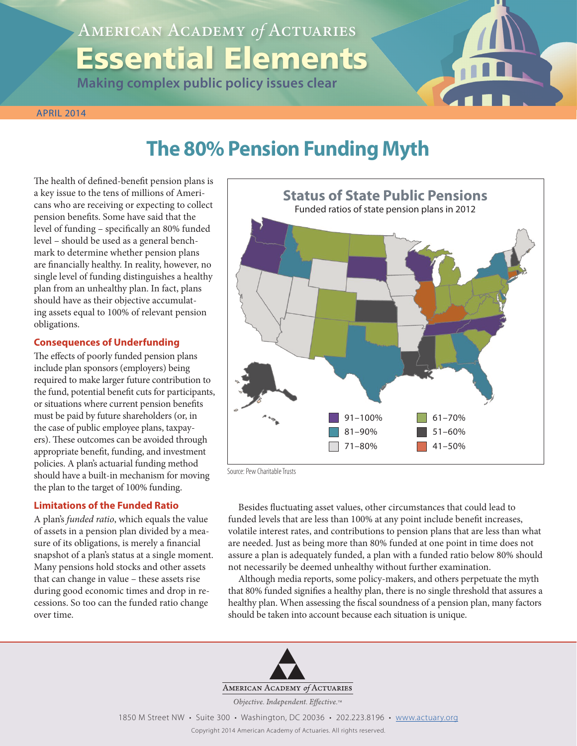American Academy *of* Actuaries

# Essential Elements

**Making complex public policy issues clear**

APRIL 2014

## The 80% Pension Funding Myth

The health of defined-benefit pension plans is a key issue to the tens of millions of Americans who are receiving or expecting to collect pension benefits. Some have said that the level of funding – specifically an 80% funded level – should be used as a general benchmark to determine whether pension plans are financially healthy. In reality, however, no single level of funding distinguishes a healthy plan from an unhealthy plan. In fact, plans should have as their objective accumulating assets equal to 100% of relevant pension obligations.

### Consequences of Underfunding

The effects of poorly funded pension plans include plan sponsors (employers) being required to make larger future contribution to the fund, potential benefit cuts for participants, or situations where current pension benefits must be paid by future shareholders (or, in the case of public employee plans, taxpayers). These outcomes can be avoided through appropriate benefit, funding, and investment policies. A plan's actuarial funding method should have a built-in mechanism for moving the plan to the target of 100% funding.

### Limitations of the Funded Ratio

A plan's *funded ratio*, which equals the value of assets in a pension plan divided by a measure of its obligations, is merely a financial snapshot of a plan's status at a single moment. Many pensions hold stocks and other assets that can change in value – these assets rise during good economic times and drop in recessions. So too can the funded ratio change over time.

**Status of State Public Pensions**

Funded ratios of state pension plans in 2012

91–100% | 81–90% | 71–80% | 61–70% | 51–60% | 41–50%

Source: Pew Charitable Trusts

Besides fluctuating asset values, other circumstances that could lead to funded levels that are less than 100% at any point include benefit increases, volatile interest rates, and contributions to pension plans that are less than what are needed. Just as being more than 80% funded at one point in time does not assure a plan is adequately funded, a plan with a funded ratio below 80% should not necessarily be deemed unhealthy without further examination.

Although media reports, some policy-makers, and others perpetuate the myth that 80% funded signifies a healthy plan, there is no single threshold that assures a healthy plan. When assessing the fiscal soundness of a pension plan, many factors should be taken into account because each situation is unique.

American Academy *of* Actuaries

*Objective. Independent. Effective.*™

1850 M Street NW • Suite 300 • Washington, DC 20036 • 202.223.8196 • www.actuary.org

Copyright 2014 American Academy of Actuaries. All rights reserved.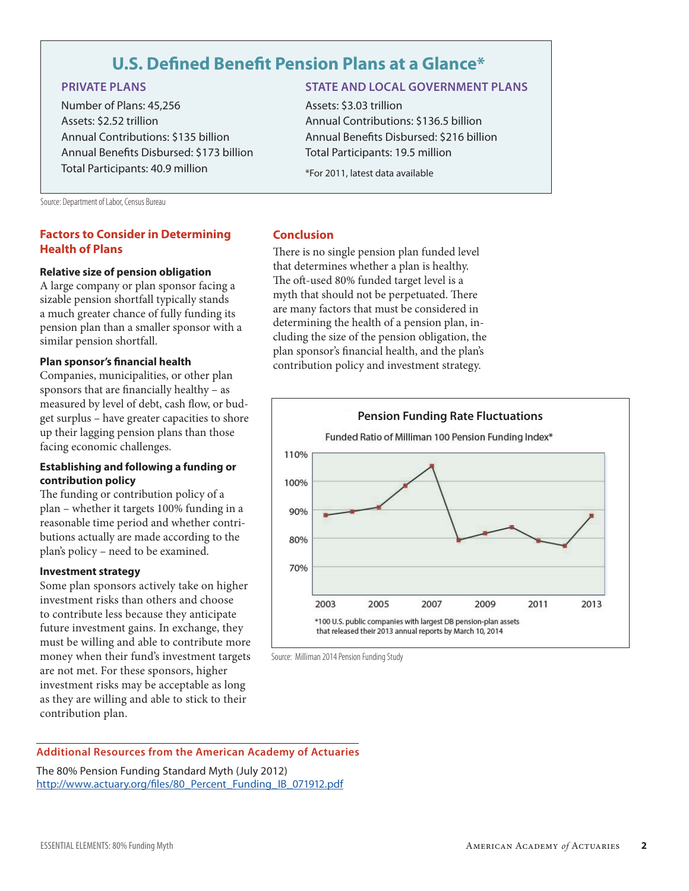## U.S. Defined Benefit Pension Plans at a Glance*

### PRIVATE PLANS

Number of Plans: 45,256
Assets: $2.52 trillion
Annual Contributions: $135 billion
Annual Benefits Disbursed: $173 billion
Total Participants: 40.9 million

### STATE AND LOCAL GOVERNMENT PLANS

Assets: $3.03 trillion
Annual Contributions: $136.5 billion
Annual Benefits Disbursed: $216 billion
Total Participants: 19.5 million

*For 2011, latest data available

Source: Department of Labor, Census Bureau

## Factors to Consider in Determining Health of Plans

**Relative size of pension obligation**
A large company or plan sponsor facing a sizable pension shortfall typically stands a much greater chance of fully funding its pension plan than a smaller sponsor with a similar pension shortfall.

**Plan sponsor's financial health**
Companies, municipalities, or other plan sponsors that are financially healthy – as measured by level of debt, cash flow, or budget surplus – have greater capacities to shore up their lagging pension plans than those facing economic challenges.

**Establishing and following a funding or contribution policy**
The funding or contribution policy of a plan – whether it targets 100% funding in a reasonable time period and whether contributions actually are made according to the plan's policy – need to be examined.

**Investment strategy**
Some plan sponsors actively take on higher investment risks than others and choose to contribute less because they anticipate future investment gains. In exchange, they must be willing and able to contribute more money when their fund's investment targets are not met. For these sponsors, higher investment risks may be acceptable as long as they are willing and able to stick to their contribution plan.

## Conclusion

There is no single pension plan funded level that determines whether a plan is healthy. The oft-used 80% funded target level is a myth that should not be perpetuated. There are many factors that must be considered in determining the health of a pension plan, including the size of the pension obligation, the plan sponsor's financial health, and the plan's contribution policy and investment strategy.

**Pension Funding Rate Fluctuations**

Funded Ratio of Milliman 100 Pension Funding Index*

110%
100%
90%
80%
70%

2003 2005 2007 2009 2011 2013

*100 U.S. public companies with largest DB pension-plan assets that released their 2013 annual reports by March 10, 2014

Source: Milliman 2014 Pension Funding Study

### Additional Resources from the American Academy of Actuaries

The 80% Pension Funding Standard Myth (July 2012)
[http://www.actuary.org/files/80_Percent_Funding_IB_071912.pdf](http://www.actuary.org/files/80_Percent_Funding_IB_071912.pdf)